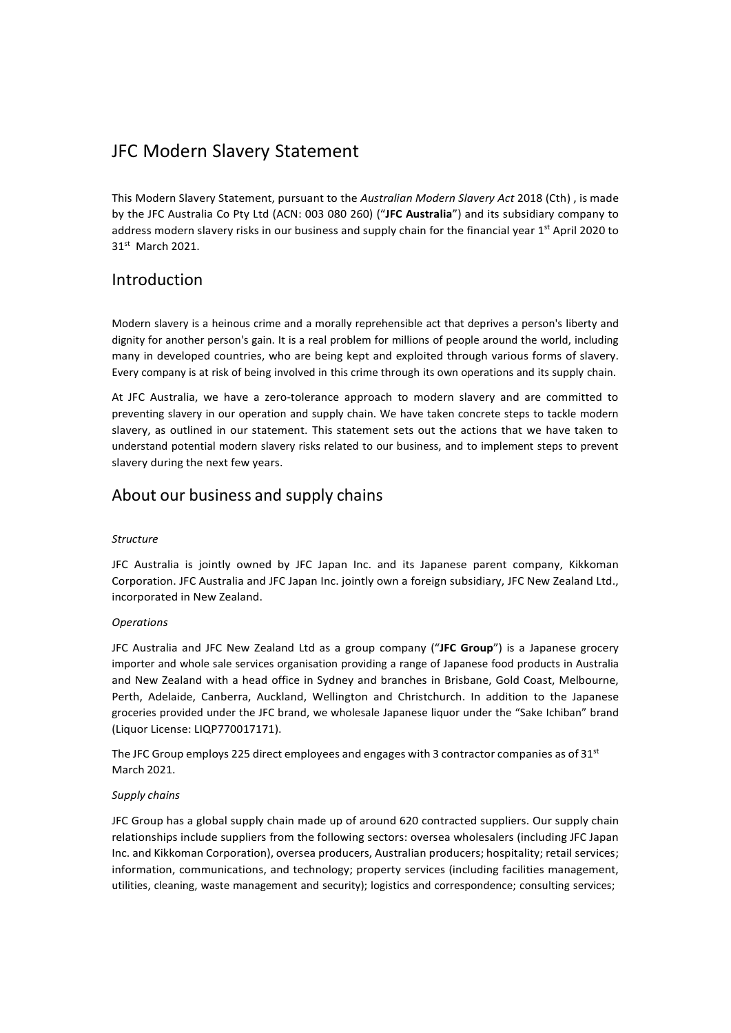# JFC Modern Slavery Statement

This Modern Slavery Statement, pursuant to the *Australian Modern Slavery Act* 2018 (Cth) , is made by the JFC Australia Co Pty Ltd (ACN: 003 080 260) ("**JFC Australia**") and its subsidiary company to address modern slavery risks in our business and supply chain for the financial year 1st April 2020 to 31st March 2021.

## Introduction

Modern slavery is a heinous crime and a morally reprehensible act that deprives a person's liberty and dignity for another person's gain. It is a real problem for millions of people around the world, including many in developed countries, who are being kept and exploited through various forms of slavery. Every company is at risk of being involved in this crime through its own operations and its supply chain.

At JFC Australia, we have a zero-tolerance approach to modern slavery and are committed to preventing slavery in our operation and supply chain. We have taken concrete steps to tackle modern slavery, as outlined in our statement. This statement sets out the actions that we have taken to understand potential modern slavery risks related to our business, and to implement steps to prevent slavery during the next few years.

## About our business and supply chains

*Structure*

JFC Australia is jointly owned by JFC Japan Inc. and its Japanese parent company, Kikkoman Corporation. JFC Australia and JFC Japan Inc. jointly own a foreign subsidiary, JFC New Zealand Ltd., incorporated in New Zealand.

*Operations*

JFC Australia and JFC New Zealand Ltd as a group company ("**JFC Group**") is a Japanese grocery importer and whole sale services organisation providing a range of Japanese food products in Australia and New Zealand with a head office in Sydney and branches in Brisbane, Gold Coast, Melbourne, Perth, Adelaide, Canberra, Auckland, Wellington and Christchurch. In addition to the Japanese groceries provided under the JFC brand, we wholesale Japanese liquor under the "Sake Ichiban" brand (Liquor License: LIQP770017171).

The JFC Group employs 225 direct employees and engages with 3 contractor companies as of 31st March 2021.

*Supply chains*

JFC Group has a global supply chain made up of around 620 contracted suppliers. Our supply chain relationships include suppliers from the following sectors: oversea wholesalers (including JFC Japan Inc. and Kikkoman Corporation), oversea producers, Australian producers; hospitality; retail services; information, communications, and technology; property services (including facilities management, utilities, cleaning, waste management and security); logistics and correspondence; consulting services;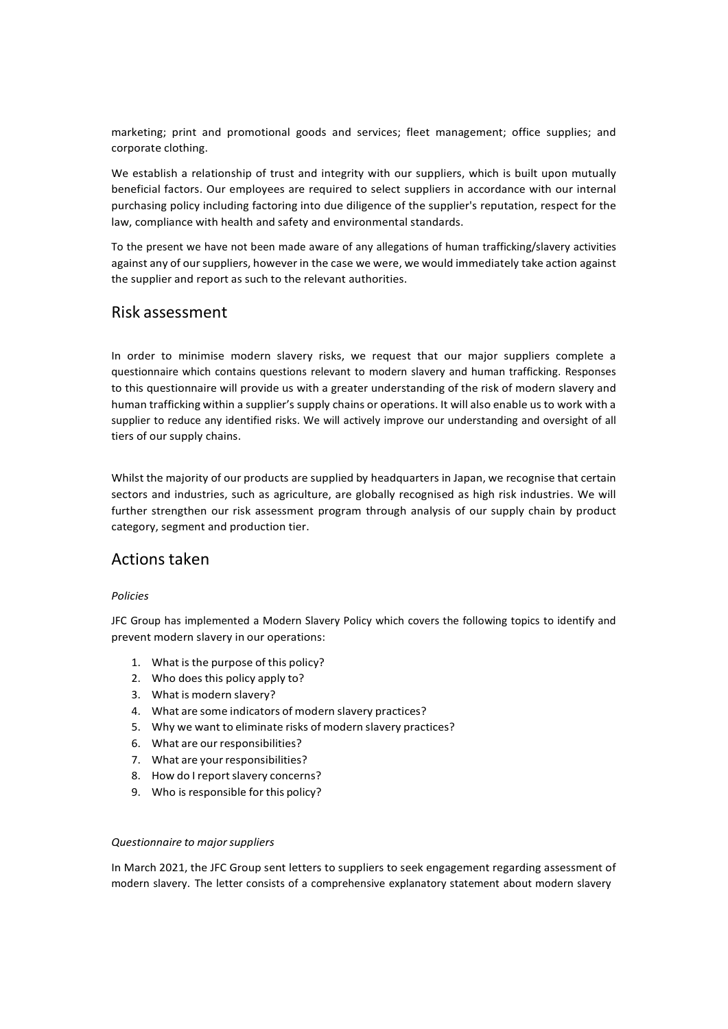marketing; print and promotional goods and services; fleet management; office supplies; and corporate clothing.

We establish a relationship of trust and integrity with our suppliers, which is built upon mutually beneficial factors. Our employees are required to select suppliers in accordance with our internal purchasing policy including factoring into due diligence of the supplier's reputation, respect for the law, compliance with health and safety and environmental standards.

To the present we have not been made aware of any allegations of human trafficking/slavery activities against any of our suppliers, however in the case we were, we would immediately take action against the supplier and report as such to the relevant authorities.

## Risk assessment

In order to minimise modern slavery risks, we request that our major suppliers complete a questionnaire which contains questions relevant to modern slavery and human trafficking. Responses to this questionnaire will provide us with a greater understanding of the risk of modern slavery and human trafficking within a supplier's supply chains or operations. It will also enable us to work with a supplier to reduce any identified risks. We will actively improve our understanding and oversight of all tiers of our supply chains.

Whilst the majority of our products are supplied by headquarters in Japan, we recognise that certain sectors and industries, such as agriculture, are globally recognised as high risk industries. We will further strengthen our risk assessment program through analysis of our supply chain by product category, segment and production tier.

## Actions taken

*Policies*

JFC Group has implemented a Modern Slavery Policy which covers the following topics to identify and prevent modern slavery in our operations:

1. What is the purpose of this policy?
2. Who does this policy apply to?
3. What is modern slavery?
4. What are some indicators of modern slavery practices?
5. Why we want to eliminate risks of modern slavery practices?
6. What are our responsibilities?
7. What are your responsibilities?
8. How do I report slavery concerns?
9. Who is responsible for this policy?

*Questionnaire to major suppliers*

In March 2021, the JFC Group sent letters to suppliers to seek engagement regarding assessment of modern slavery. The letter consists of a comprehensive explanatory statement about modern slavery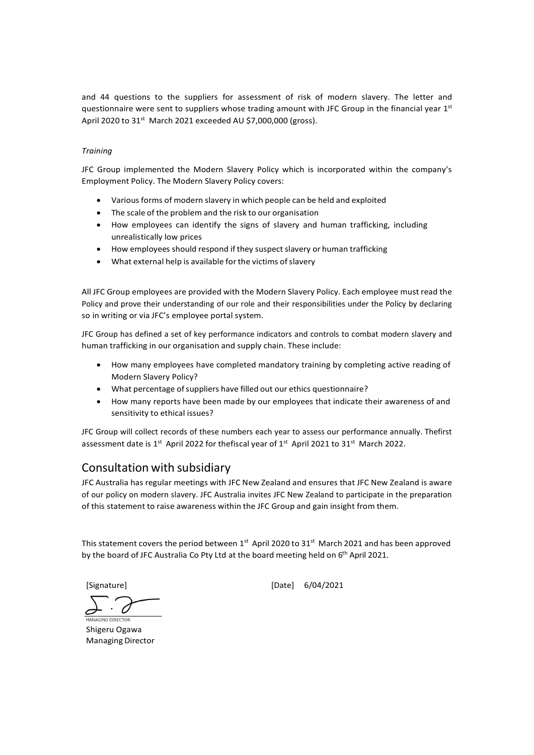and 44 questions to the suppliers for assessment of risk of modern slavery. The letter and questionnaire were sent to suppliers whose trading amount with JFC Group in the financial year 1st April 2020 to 31st March 2021 exceeded AU $7,000,000 (gross).

*Training*

JFC Group implemented the Modern Slavery Policy which is incorporated within the company's Employment Policy. The Modern Slavery Policy covers:

- Various forms of modern slavery in which people can be held and exploited
- The scale of the problem and the risk to our organisation
- How employees can identify the signs of slavery and human trafficking, including unrealistically low prices
- How employees should respond if they suspect slavery or human trafficking
- What external help is available for the victims of slavery

All JFC Group employees are provided with the Modern Slavery Policy. Each employee must read the Policy and prove their understanding of our role and their responsibilities under the Policy by declaring so in writing or via JFC's employee portal system.

JFC Group has defined a set of key performance indicators and controls to combat modern slavery and human trafficking in our organisation and supply chain. These include:

- How many employees have completed mandatory training by completing active reading of Modern Slavery Policy?
- What percentage of suppliers have filled out our ethics questionnaire?
- How many reports have been made by our employees that indicate their awareness of and sensitivity to ethical issues?

JFC Group will collect records of these numbers each year to assess our performance annually. Thefirst assessment date is 1st April 2022 for thefiscal year of 1st April 2021 to 31st March 2022.

## Consultation with subsidiary

JFC Australia has regular meetings with JFC New Zealand and ensures that JFC New Zealand is aware of our policy on modern slavery. JFC Australia invites JFC New Zealand to participate in the preparation of this statement to raise awareness within the JFC Group and gain insight from them.

This statement covers the period between 1st April 2020 to 31st March 2021 and has been approved by the board of JFC Australia Co Pty Ltd at the board meeting held on 6th April 2021.

[Signature] [Date] 6/04/2021

MANAGING DIRECTOR

Shigeru Ogawa
Managing Director